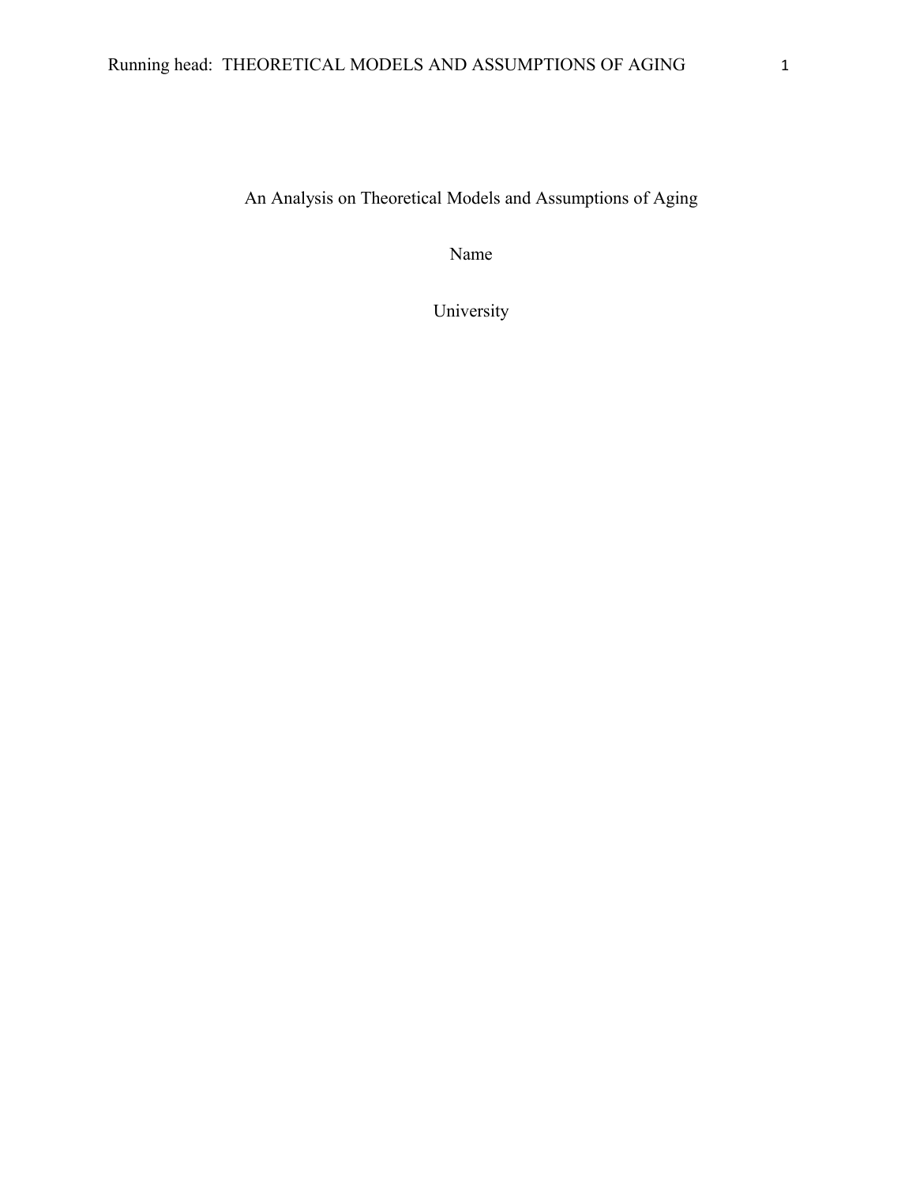An Analysis on Theoretical Models and Assumptions of Aging

Name

University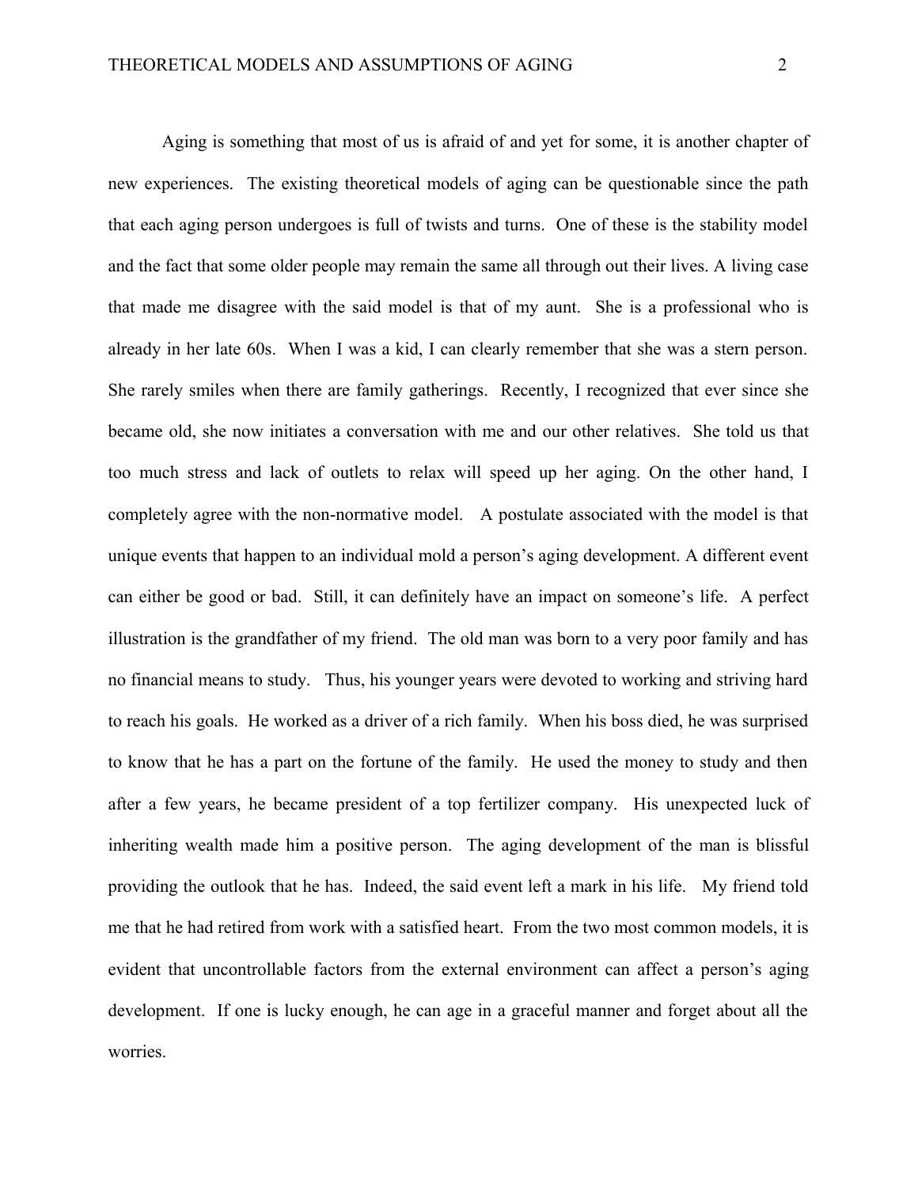Aging is something that most of us is afraid of and yet for some, it is another chapter of new experiences. The existing theoretical models of aging can be questionable since the path that each aging person undergoes is full of twists and turns. One of these is the stability model and the fact that some older people may remain the same all through out their lives. A living case that made me disagree with the said model is that of my aunt. She is a professional who is already in her late 60s. When I was a kid, I can clearly remember that she was a stern person. She rarely smiles when there are family gatherings. Recently, I recognized that ever since she became old, she now initiates a conversation with me and our other relatives. She told us that too much stress and lack of outlets to relax will speed up her aging. On the other hand, I completely agree with the non-normative model. A postulate associated with the model is that unique events that happen to an individual mold a person's aging development. A different event can either be good or bad. Still, it can definitely have an impact on someone's life. A perfect illustration is the grandfather of my friend. The old man was born to a very poor family and has no financial means to study. Thus, his younger years were devoted to working and striving hard to reach his goals. He worked as a driver of a rich family. When his boss died, he was surprised to know that he has a part on the fortune of the family. He used the money to study and then after a few years, he became president of a top fertilizer company. His unexpected luck of inheriting wealth made him a positive person. The aging development of the man is blissful providing the outlook that he has. Indeed, the said event left a mark in his life. My friend told me that he had retired from work with a satisfied heart. From the two most common models, it is evident that uncontrollable factors from the external environment can affect a person's aging development. If one is lucky enough, he can age in a graceful manner and forget about all the worries.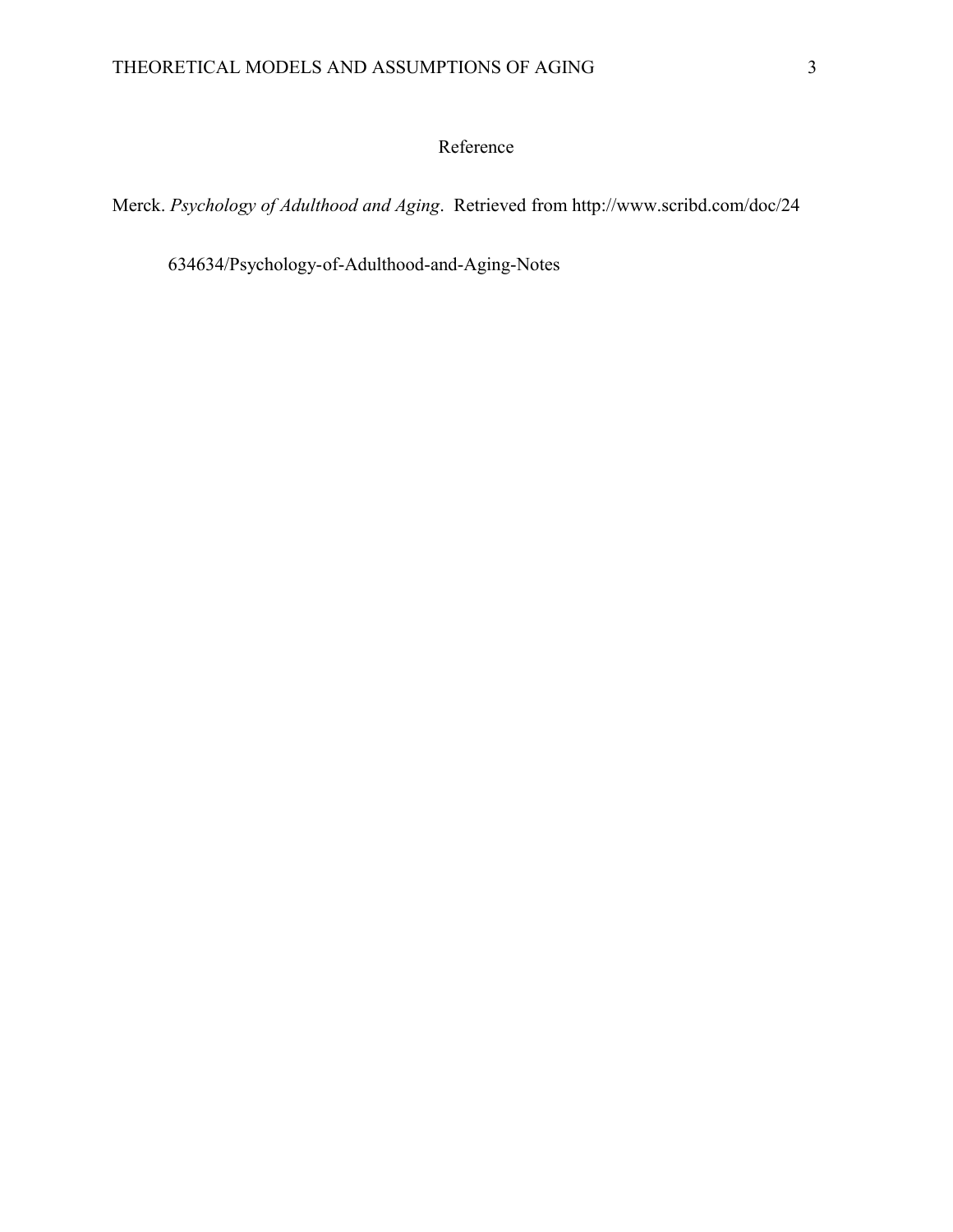# Reference

Merck. *Psychology of Adulthood and Aging*. Retrieved from http://www.scribd.com/doc/24634634/Psychology-of-Adulthood-and-Aging-Notes